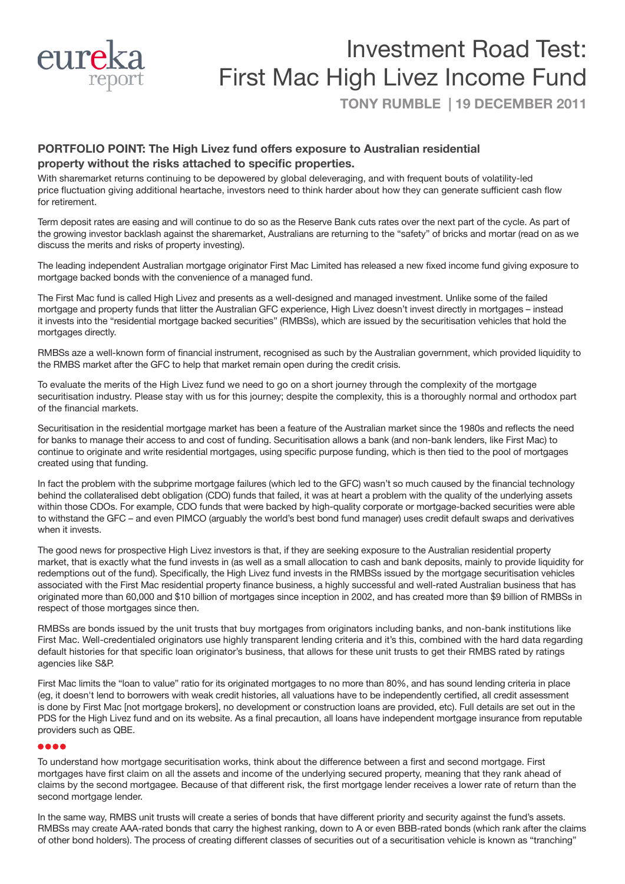eureka report

# Investment Road Test: First Mac High Livez Income Fund

**TONY RUMBLE | 19 DECEMBER 2011**

**PORTFOLIO POINT: The High Livez fund offers exposure to Australian residential property without the risks attached to specific properties.**

With sharemarket returns continuing to be depowered by global deleveraging, and with frequent bouts of volatility-led price fluctuation giving additional heartache, investors need to think harder about how they can generate sufficient cash flow for retirement.

Term deposit rates are easing and will continue to do so as the Reserve Bank cuts rates over the next part of the cycle. As part of the growing investor backlash against the sharemarket, Australians are returning to the "safety" of bricks and mortar (read on as we discuss the merits and risks of property investing).

The leading independent Australian mortgage originator First Mac Limited has released a new fixed income fund giving exposure to mortgage backed bonds with the convenience of a managed fund.

The First Mac fund is called High Livez and presents as a well-designed and managed investment. Unlike some of the failed mortgage and property funds that litter the Australian GFC experience, High Livez doesn't invest directly in mortgages – instead it invests into the "residential mortgage backed securities" (RMBSs), which are issued by the securitisation vehicles that hold the mortgages directly.

RMBSs aze a well-known form of financial instrument, recognised as such by the Australian government, which provided liquidity to the RMBS market after the GFC to help that market remain open during the credit crisis.

To evaluate the merits of the High Livez fund we need to go on a short journey through the complexity of the mortgage securitisation industry. Please stay with us for this journey; despite the complexity, this is a thoroughly normal and orthodox part of the financial markets.

Securitisation in the residential mortgage market has been a feature of the Australian market since the 1980s and reflects the need for banks to manage their access to and cost of funding. Securitisation allows a bank (and non-bank lenders, like First Mac) to continue to originate and write residential mortgages, using specific purpose funding, which is then tied to the pool of mortgages created using that funding.

In fact the problem with the subprime mortgage failures (which led to the GFC) wasn't so much caused by the financial technology behind the collateralised debt obligation (CDO) funds that failed, it was at heart a problem with the quality of the underlying assets within those CDOs. For example, CDO funds that were backed by high-quality corporate or mortgage-backed securities were able to withstand the GFC – and even PIMCO (arguably the world's best bond fund manager) uses credit default swaps and derivatives when it invests.

The good news for prospective High Livez investors is that, if they are seeking exposure to the Australian residential property market, that is exactly what the fund invests in (as well as a small allocation to cash and bank deposits, mainly to provide liquidity for redemptions out of the fund). Specifically, the High Livez fund invests in the RMBSs issued by the mortgage securitisation vehicles associated with the First Mac residential property finance business, a highly successful and well-rated Australian business that has originated more than 60,000 and $10 billion of mortgages since inception in 2002, and has created more than $9 billion of RMBSs in respect of those mortgages since then.

RMBSs are bonds issued by the unit trusts that buy mortgages from originators including banks, and non-bank institutions like First Mac. Well-credentialed originators use highly transparent lending criteria and it's this, combined with the hard data regarding default histories for that specific loan originator's business, that allows for these unit trusts to get their RMBS rated by ratings agencies like S&P.

First Mac limits the "loan to value" ratio for its originated mortgages to no more than 80%, and has sound lending criteria in place (eg, it doesn't lend to borrowers with weak credit histories, all valuations have to be independently certified, all credit assessment is done by First Mac [not mortgage brokers], no development or construction loans are provided, etc). Full details are set out in the PDS for the High Livez fund and on its website. As a final precaution, all loans have independent mortgage insurance from reputable providers such as QBE.

●●●●

To understand how mortgage securitisation works, think about the difference between a first and second mortgage. First mortgages have first claim on all the assets and income of the underlying secured property, meaning that they rank ahead of claims by the second mortgagee. Because of that different risk, the first mortgage lender receives a lower rate of return than the second mortgage lender.

In the same way, RMBS unit trusts will create a series of bonds that have different priority and security against the fund's assets. RMBSs may create AAA-rated bonds that carry the highest ranking, down to A or even BBB-rated bonds (which rank after the claims of other bond holders). The process of creating different classes of securities out of a securitisation vehicle is known as "tranching"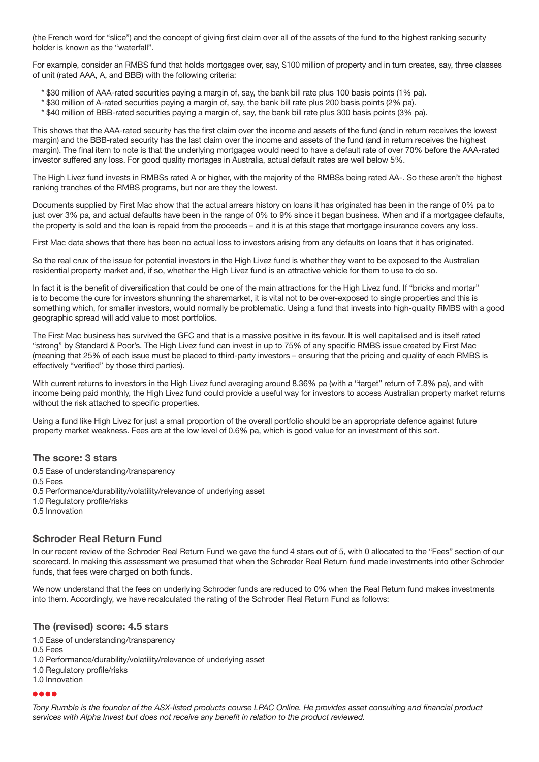(the French word for "slice") and the concept of giving first claim over all of the assets of the fund to the highest ranking security holder is known as the "waterfall".

For example, consider an RMBS fund that holds mortgages over, say, $100 million of property and in turn creates, say, three classes of unit (rated AAA, A, and BBB) with the following criteria:

* $30 million of AAA-rated securities paying a margin of, say, the bank bill rate plus 100 basis points (1% pa).
* $30 million of A-rated securities paying a margin of, say, the bank bill rate plus 200 basis points (2% pa).
* $40 million of BBB-rated securities paying a margin of, say, the bank bill rate plus 300 basis points (3% pa).

This shows that the AAA-rated security has the first claim over the income and assets of the fund (and in return receives the lowest margin) and the BBB-rated security has the last claim over the income and assets of the fund (and in return receives the highest margin). The final item to note is that the underlying mortgages would need to have a default rate of over 70% before the AAA-rated investor suffered any loss. For good quality mortages in Australia, actual default rates are well below 5%.

The High Livez fund invests in RMBSs rated A or higher, with the majority of the RMBSs being rated AA-. So these aren't the highest ranking tranches of the RMBS programs, but nor are they the lowest.

Documents supplied by First Mac show that the actual arrears history on loans it has originated has been in the range of 0% pa to just over 3% pa, and actual defaults have been in the range of 0% to 9% since it began business. When and if a mortgagee defaults, the property is sold and the loan is repaid from the proceeds – and it is at this stage that mortgage insurance covers any loss.

First Mac data shows that there has been no actual loss to investors arising from any defaults on loans that it has originated.

So the real crux of the issue for potential investors in the High Livez fund is whether they want to be exposed to the Australian residential property market and, if so, whether the High Livez fund is an attractive vehicle for them to use to do so.

In fact it is the benefit of diversification that could be one of the main attractions for the High Livez fund. If "bricks and mortar" is to become the cure for investors shunning the sharemarket, it is vital not to be over-exposed to single properties and this is something which, for smaller investors, would normally be problematic. Using a fund that invests into high-quality RMBS with a good geographic spread will add value to most portfolios.

The First Mac business has survived the GFC and that is a massive positive in its favour. It is well capitalised and is itself rated "strong" by Standard & Poor's. The High Livez fund can invest in up to 75% of any specific RMBS issue created by First Mac (meaning that 25% of each issue must be placed to third-party investors – ensuring that the pricing and quality of each RMBS is effectively "verified" by those third parties).

With current returns to investors in the High Livez fund averaging around 8.36% pa (with a "target" return of 7.8% pa), and with income being paid monthly, the High Livez fund could provide a useful way for investors to access Australian property market returns without the risk attached to specific properties.

Using a fund like High Livez for just a small proportion of the overall portfolio should be an appropriate defence against future property market weakness. Fees are at the low level of 0.6% pa, which is good value for an investment of this sort.

### The score: 3 stars

0.5 Ease of understanding/transparency
0.5 Fees
0.5 Performance/durability/volatility/relevance of underlying asset
1.0 Regulatory profile/risks
0.5 Innovation

## Schroder Real Return Fund

In our recent review of the Schroder Real Return Fund we gave the fund 4 stars out of 5, with 0 allocated to the "Fees" section of our scorecard. In making this assessment we presumed that when the Schroder Real Return fund made investments into other Schroder funds, that fees were charged on both funds.

We now understand that the fees on underlying Schroder funds are reduced to 0% when the Real Return fund makes investments into them. Accordingly, we have recalculated the rating of the Schroder Real Return Fund as follows:

### The (revised) score: 4.5 stars

1.0 Ease of understanding/transparency
0.5 Fees
1.0 Performance/durability/volatility/relevance of underlying asset
1.0 Regulatory profile/risks
1.0 Innovation

*Tony Rumble is the founder of the ASX-listed products course LPAC Online. He provides asset consulting and financial product services with Alpha Invest but does not receive any benefit in relation to the product reviewed.*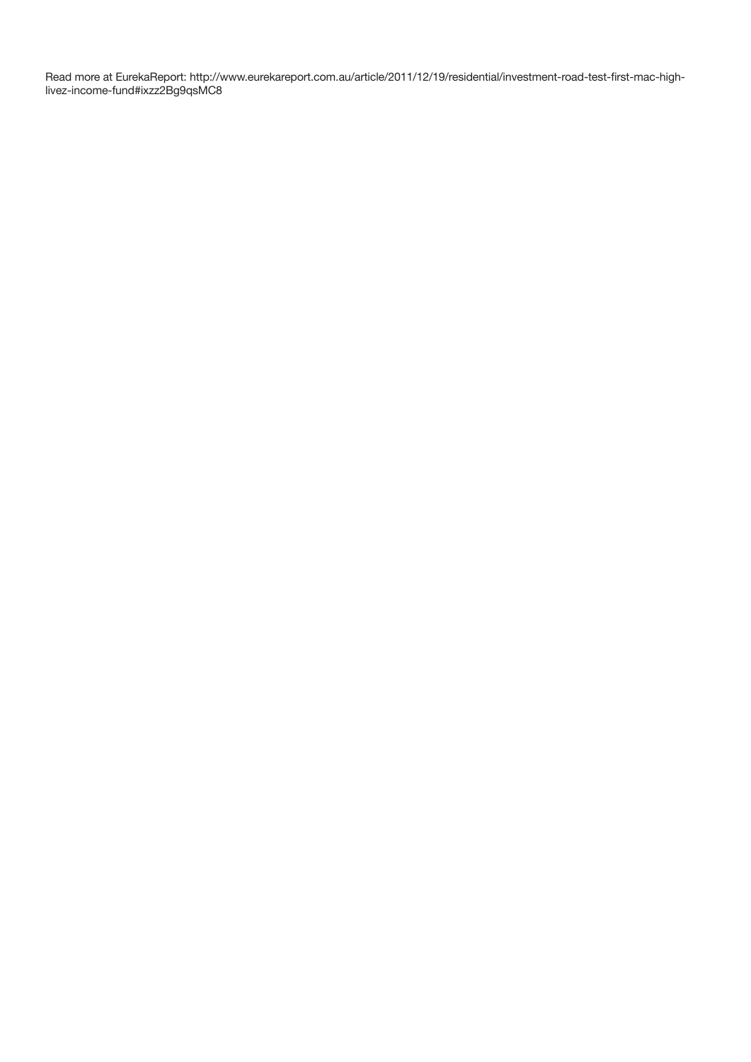Read more at EurekaReport: http://www.eurekareport.com.au/article/2011/12/19/residential/investment-road-test-first-mac-high-livez-income-fund#ixzz2Bg9qsMC8